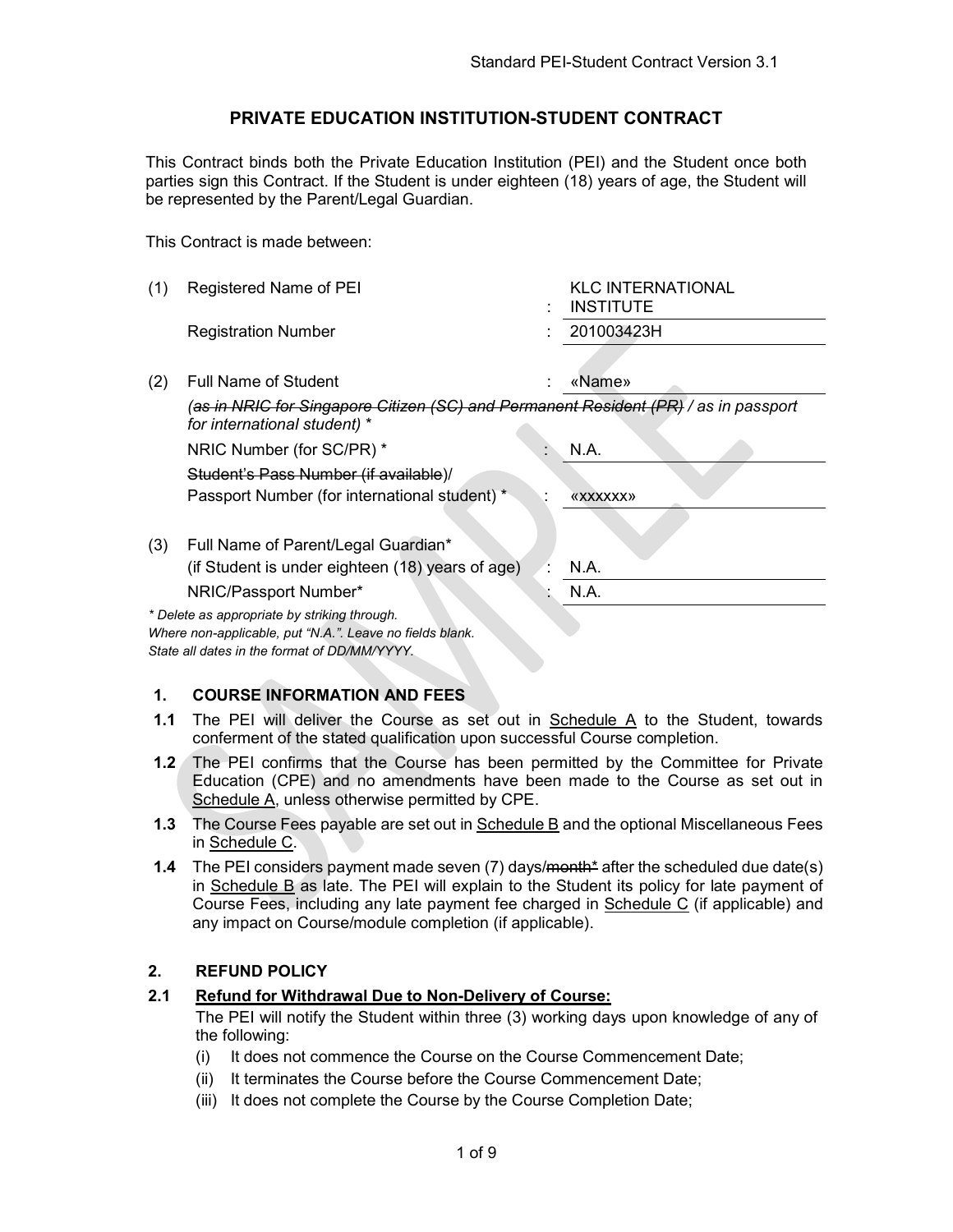# PRIVATE EDUCATION INSTITUTION-STUDENT CONTRACT

This Contract binds both the Private Education Institution (PEI) and the Student once both parties sign this Contract. If the Student is under eighteen (18) years of age, the Student will be represented by the Parent/Legal Guardian.

This Contract is made between:

| | | | |
|---|---|---|---|
| (1) | Registered Name of PEI | : | KLC INTERNATIONAL INSTITUTE |
| | Registration Number | : | 201003423H |
| (2) | Full Name of Student | : | «Name» |
| | ~~(as in NRIC for Singapore Citizen (SC) and Permanent Resident (PR)~~ / as in passport for international student) * | | |
| | NRIC Number (for SC/PR) * | : | N.A. |
| | ~~Student's Pass Number (if available)~~/ Passport Number (for international student) * | : | «xxxxxx» |
| (3) | Full Name of Parent/Legal Guardian* (if Student is under eighteen (18) years of age) | : | N.A. |
| | NRIC/Passport Number* | : | N.A. |

*\* Delete as appropriate by striking through.*
*Where non-applicable, put "N.A.". Leave no fields blank.*
*State all dates in the format of DD/MM/YYYY.*

## 1. COURSE INFORMATION AND FEES

**1.1** The PEI will deliver the Course as set out in Schedule A to the Student, towards conferment of the stated qualification upon successful Course completion.

**1.2** The PEI confirms that the Course has been permitted by the Committee for Private Education (CPE) and no amendments have been made to the Course as set out in Schedule A, unless otherwise permitted by CPE.

**1.3** The Course Fees payable are set out in Schedule B and the optional Miscellaneous Fees in Schedule C.

**1.4** The PEI considers payment made seven (7) days/~~month*~~ after the scheduled due date(s) in Schedule B as late. The PEI will explain to the Student its policy for late payment of Course Fees, including any late payment fee charged in Schedule C (if applicable) and any impact on Course/module completion (if applicable).

## 2. REFUND POLICY

### 2.1 Refund for Withdrawal Due to Non-Delivery of Course:

The PEI will notify the Student within three (3) working days upon knowledge of any of the following:

(i) It does not commence the Course on the Course Commencement Date;

(ii) It terminates the Course before the Course Commencement Date;

(iii) It does not complete the Course by the Course Completion Date;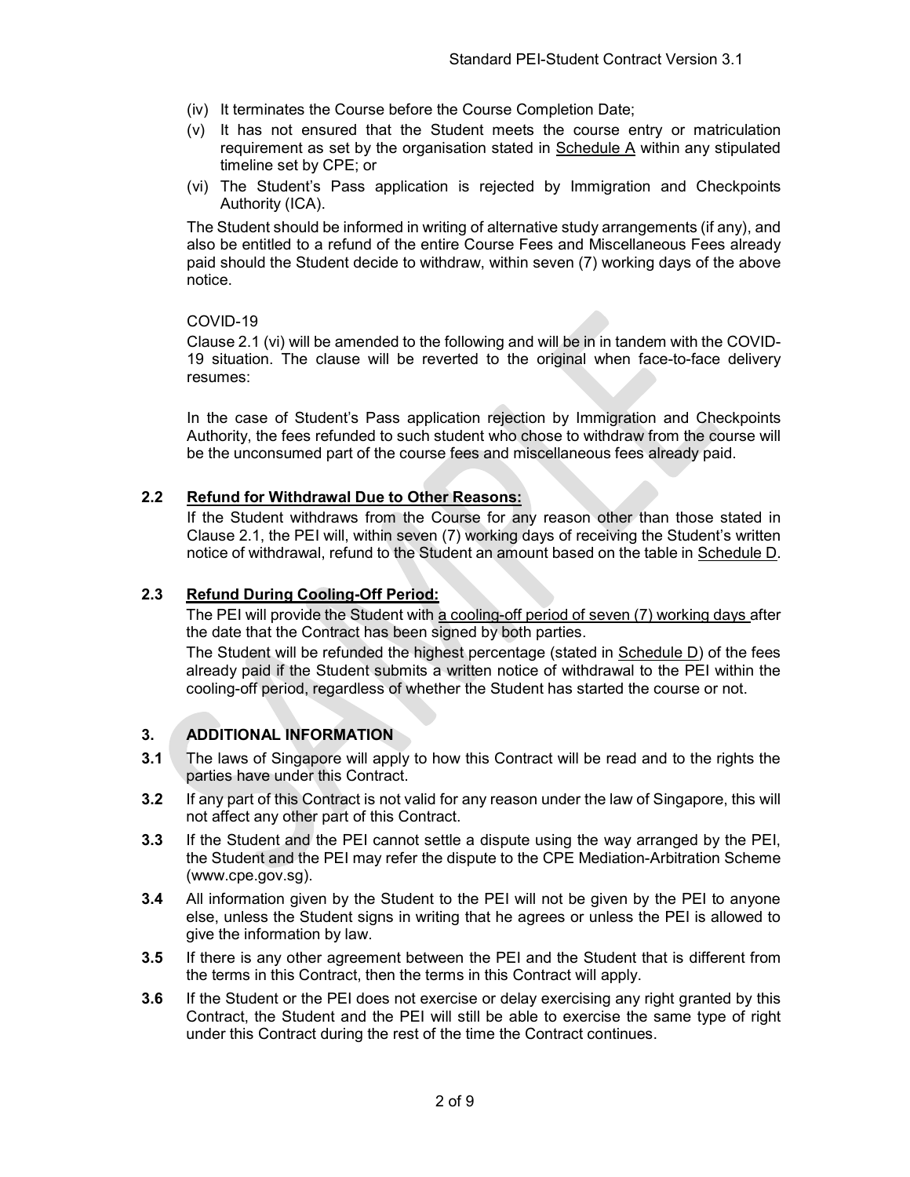(iv) It terminates the Course before the Course Completion Date;

(v) It has not ensured that the Student meets the course entry or matriculation requirement as set by the organisation stated in Schedule A within any stipulated timeline set by CPE; or

(vi) The Student's Pass application is rejected by Immigration and Checkpoints Authority (ICA).

The Student should be informed in writing of alternative study arrangements (if any), and also be entitled to a refund of the entire Course Fees and Miscellaneous Fees already paid should the Student decide to withdraw, within seven (7) working days of the above notice.

COVID-19

Clause 2.1 (vi) will be amended to the following and will be in in tandem with the COVID-19 situation. The clause will be reverted to the original when face-to-face delivery resumes:

In the case of Student's Pass application rejection by Immigration and Checkpoints Authority, the fees refunded to such student who chose to withdraw from the course will be the unconsumed part of the course fees and miscellaneous fees already paid.

**2.2 Refund for Withdrawal Due to Other Reasons:**

If the Student withdraws from the Course for any reason other than those stated in Clause 2.1, the PEI will, within seven (7) working days of receiving the Student's written notice of withdrawal, refund to the Student an amount based on the table in Schedule D.

**2.3 Refund During Cooling-Off Period:**

The PEI will provide the Student with a cooling-off period of seven (7) working days after the date that the Contract has been signed by both parties.

The Student will be refunded the highest percentage (stated in Schedule D) of the fees already paid if the Student submits a written notice of withdrawal to the PEI within the cooling-off period, regardless of whether the Student has started the course or not.

## 3. ADDITIONAL INFORMATION

**3.1** The laws of Singapore will apply to how this Contract will be read and to the rights the parties have under this Contract.

**3.2** If any part of this Contract is not valid for any reason under the law of Singapore, this will not affect any other part of this Contract.

**3.3** If the Student and the PEI cannot settle a dispute using the way arranged by the PEI, the Student and the PEI may refer the dispute to the CPE Mediation-Arbitration Scheme (www.cpe.gov.sg).

**3.4** All information given by the Student to the PEI will not be given by the PEI to anyone else, unless the Student signs in writing that he agrees or unless the PEI is allowed to give the information by law.

**3.5** If there is any other agreement between the PEI and the Student that is different from the terms in this Contract, then the terms in this Contract will apply.

**3.6** If the Student or the PEI does not exercise or delay exercising any right granted by this Contract, the Student and the PEI will still be able to exercise the same type of right under this Contract during the rest of the time the Contract continues.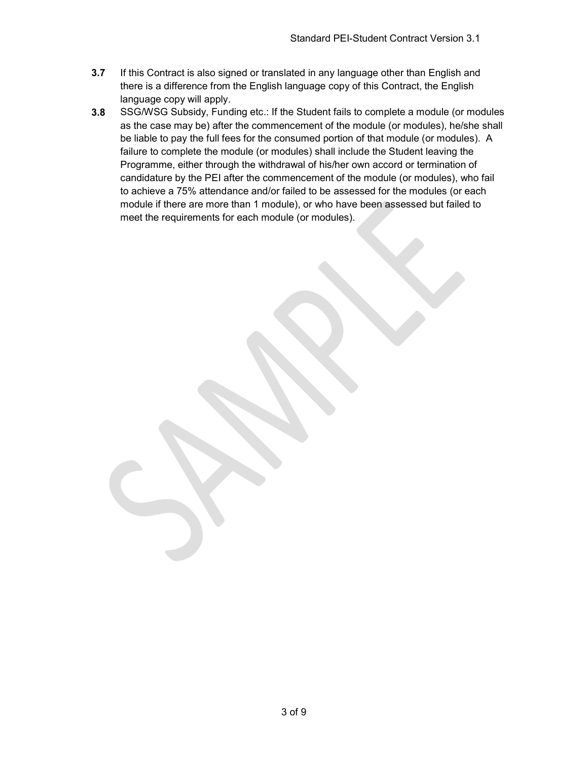**3.7** If this Contract is also signed or translated in any language other than English and there is a difference from the English language copy of this Contract, the English language copy will apply.

**3.8** SSG/WSG Subsidy, Funding etc.: If the Student fails to complete a module (or modules as the case may be) after the commencement of the module (or modules), he/she shall be liable to pay the full fees for the consumed portion of that module (or modules). A failure to complete the module (or modules) shall include the Student leaving the Programme, either through the withdrawal of his/her own accord or termination of candidature by the PEI after the commencement of the module (or modules), who fail to achieve a 75% attendance and/or failed to be assessed for the modules (or each module if there are more than 1 module), or who have been assessed but failed to meet the requirements for each module (or modules).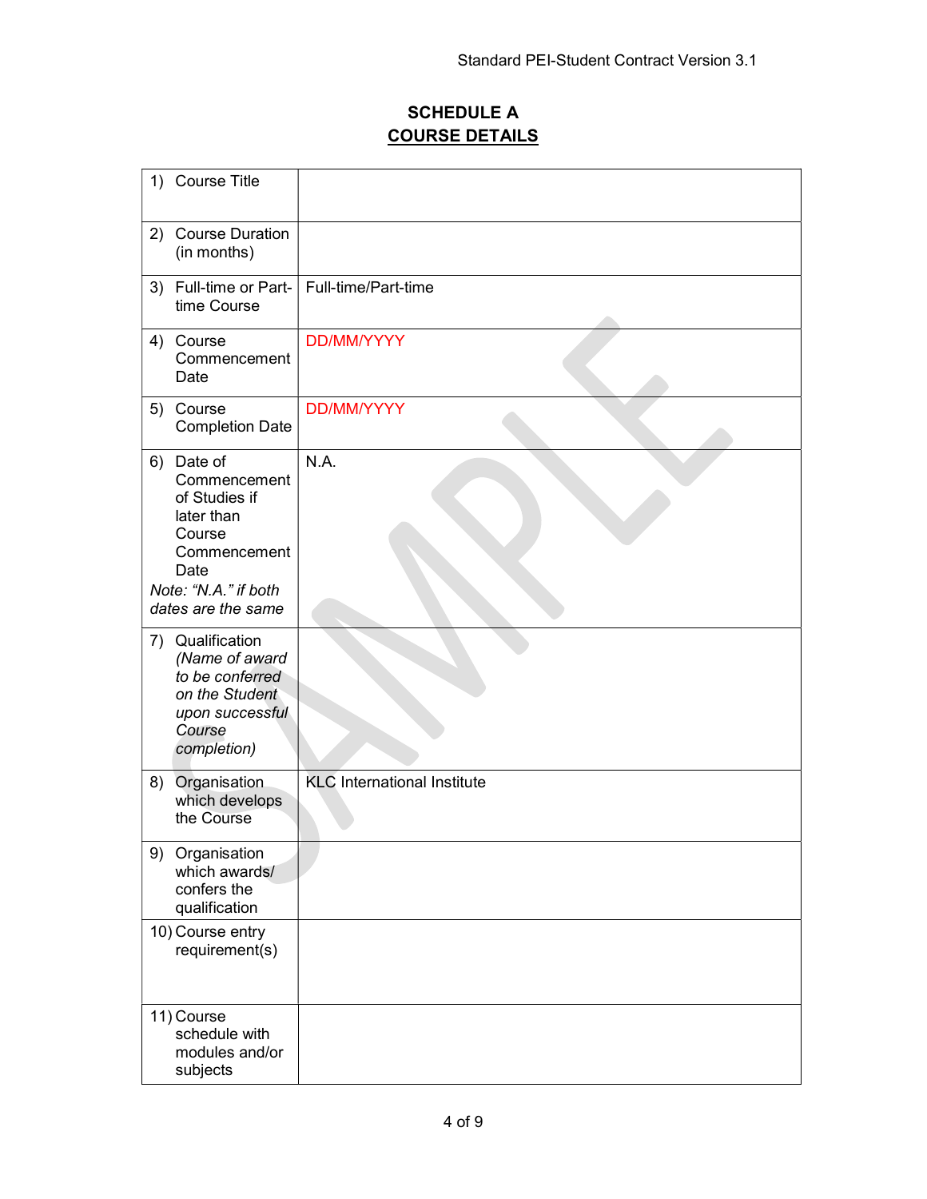## SCHEDULE A
## COURSE DETAILS

| | |
|---|---|
| 1) Course Title | |
| 2) Course Duration (in months) | |
| 3) Full-time or Part-time Course | Full-time/Part-time |
| 4) Course Commencement Date | DD/MM/YYYY |
| 5) Course Completion Date | DD/MM/YYYY |
| 6) Date of Commencement of Studies if later than Course Commencement Date<br>*Note: "N.A." if both dates are the same* | N.A. |
| 7) Qualification *(Name of award to be conferred on the Student upon successful Course completion)* | |
| 8) Organisation which develops the Course | KLC International Institute |
| 9) Organisation which awards/ confers the qualification | |
| 10) Course entry requirement(s) | |
| 11) Course schedule with modules and/or subjects | |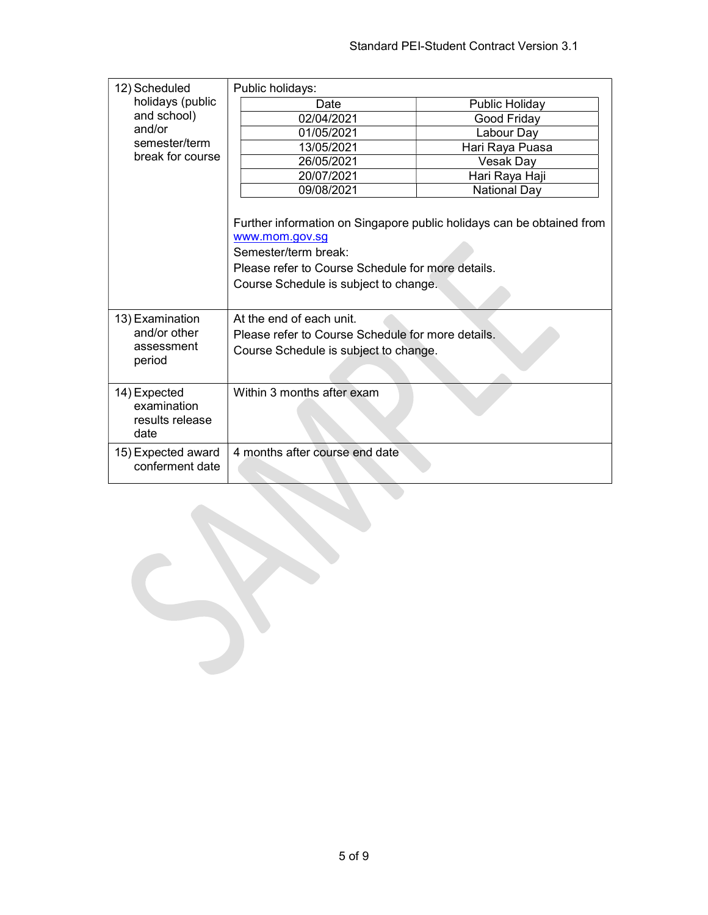| 12) Scheduled holidays (public and school) and/or semester/term break for course | Public holidays:<br><br>Date \| Public Holiday<br>02/04/2021 \| Good Friday<br>01/05/2021 \| Labour Day<br>13/05/2021 \| Hari Raya Puasa<br>26/05/2021 \| Vesak Day<br>20/07/2021 \| Hari Raya Haji<br>09/08/2021 \| National Day<br><br>Further information on Singapore public holidays can be obtained from www.mom.gov.sg<br>Semester/term break:<br>Please refer to Course Schedule for more details.<br>Course Schedule is subject to change. |
|---|---|
| 13) Examination and/or other assessment period | At the end of each unit.<br>Please refer to Course Schedule for more details.<br>Course Schedule is subject to change. |
| 14) Expected examination results release date | Within 3 months after exam |
| 15) Expected award conferment date | 4 months after course end date |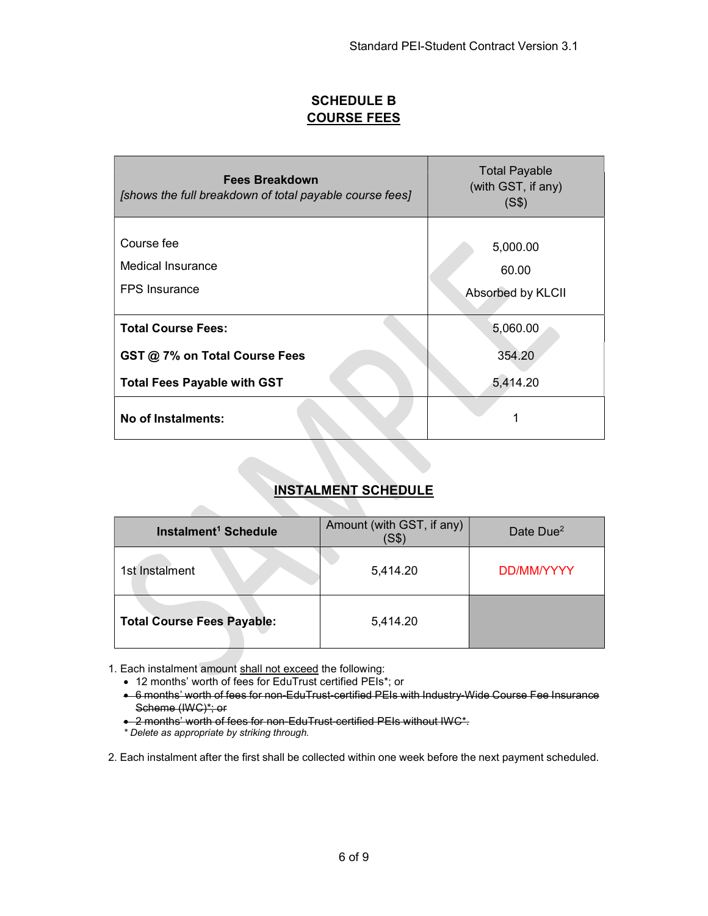# SCHEDULE B
## COURSE FEES

| **Fees Breakdown** *[shows the full breakdown of total payable course fees]* | Total Payable (with GST, if any) (S$) |
| --- | --- |
| Course fee<br>Medical Insurance<br>FPS Insurance | 5,000.00<br>60.00<br>Absorbed by KLCII |
| **Total Course Fees:**<br>**GST @ 7% on Total Course Fees**<br>**Total Fees Payable with GST** | 5,060.00<br>354.20<br>5,414.20 |
| **No of Instalments:** | 1 |

## INSTALMENT SCHEDULE

| **Instalment[1] Schedule** | Amount (with GST, if any) (S$) | Date Due[2] |
| --- | --- | --- |
| 1st Instalment | 5,414.20 | DD/MM/YYYY |
| **Total Course Fees Payable:** | 5,414.20 | |

1. Each instalment amount shall not exceed the following:
   - 12 months' worth of fees for EduTrust certified PEIs*; or
   - ~~6 months' worth of fees for non-EduTrust-certified PEIs with Industry-Wide Course Fee Insurance Scheme (IWC)*; or~~
   - ~~2 months' worth of fees for non-EduTrust-certified PEIs without IWC*.~~

   *\* Delete as appropriate by striking through.*

2. Each instalment after the first shall be collected within one week before the next payment scheduled.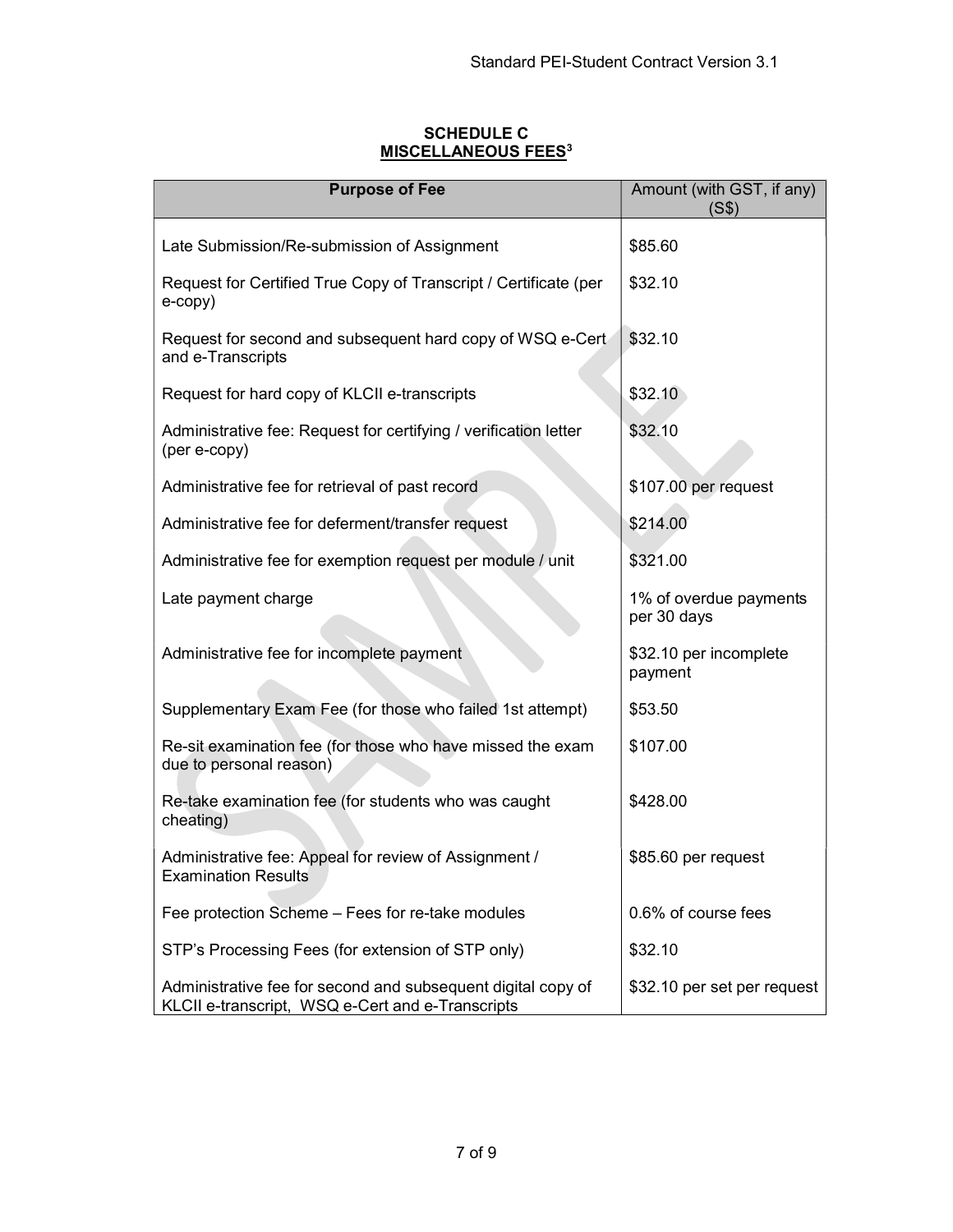**SCHEDULE C**
**MISCELLANEOUS FEES[3]**

| Purpose of Fee | Amount (with GST, if any) (S$) |
| --- | --- |
| Late Submission/Re-submission of Assignment | $85.60 |
| Request for Certified True Copy of Transcript / Certificate (per e-copy) | $32.10 |
| Request for second and subsequent hard copy of WSQ e-Cert and e-Transcripts | $32.10 |
| Request for hard copy of KLCII e-transcripts | $32.10 |
| Administrative fee: Request for certifying / verification letter (per e-copy) | $32.10 |
| Administrative fee for retrieval of past record | $107.00 per request |
| Administrative fee for deferment/transfer request | $214.00 |
| Administrative fee for exemption request per module / unit | $321.00 |
| Late payment charge | 1% of overdue payments per 30 days |
| Administrative fee for incomplete payment | $32.10 per incomplete payment |
| Supplementary Exam Fee (for those who failed 1st attempt) | $53.50 |
| Re-sit examination fee (for those who have missed the exam due to personal reason) | $107.00 |
| Re-take examination fee (for students who was caught cheating) | $428.00 |
| Administrative fee: Appeal for review of Assignment / Examination Results | $85.60 per request |
| Fee protection Scheme – Fees for re-take modules | 0.6% of course fees |
| STP's Processing Fees (for extension of STP only) | $32.10 |
| Administrative fee for second and subsequent digital copy of KLCII e-transcript, WSQ e-Cert and e-Transcripts | $32.10 per set per request |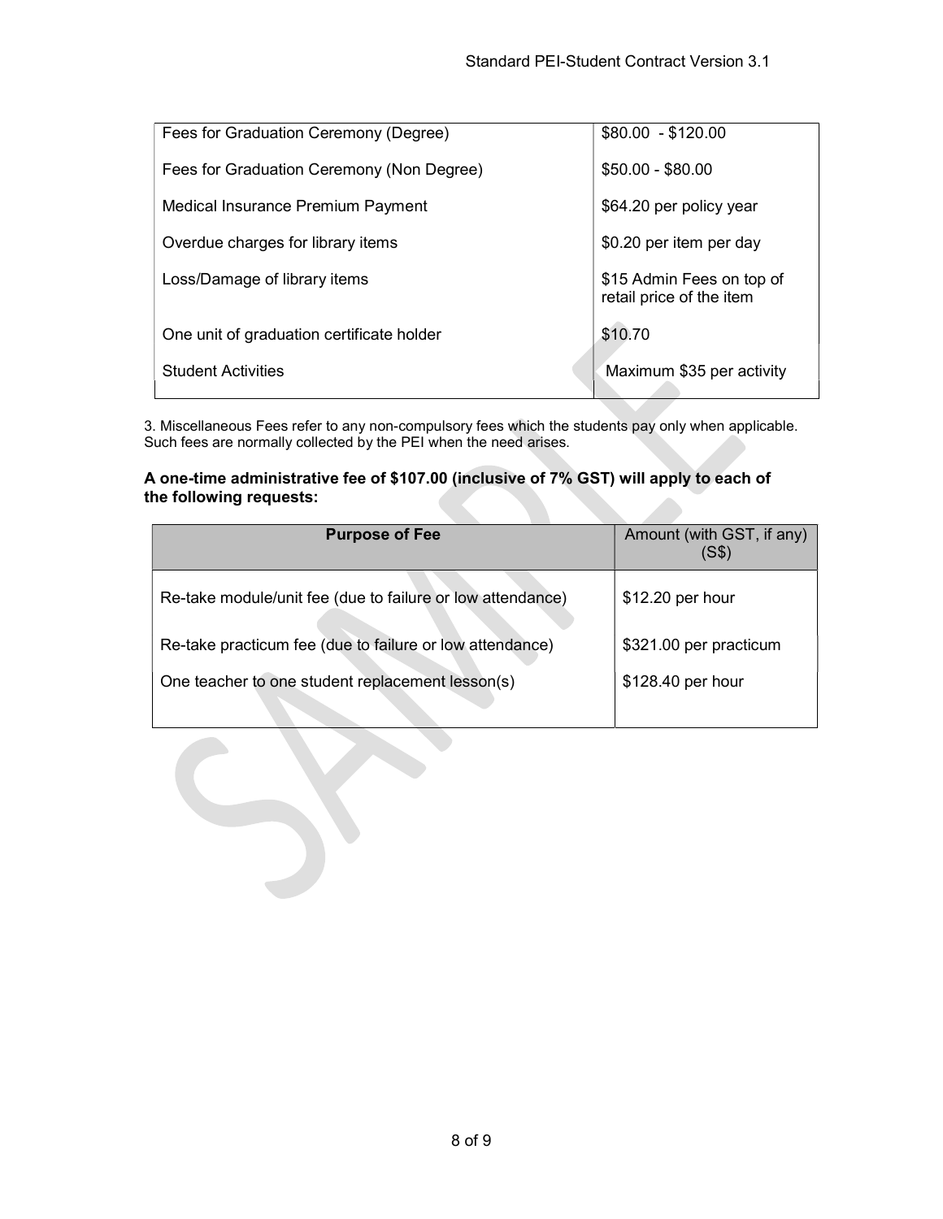| | |
|---|---|
| Fees for Graduation Ceremony (Degree) | \$80.00 - \$120.00 |
| Fees for Graduation Ceremony (Non Degree) | \$50.00 - \$80.00 |
| Medical Insurance Premium Payment | \$64.20 per policy year |
| Overdue charges for library items | \$0.20 per item per day |
| Loss/Damage of library items | \$15 Admin Fees on top of retail price of the item |
| One unit of graduation certificate holder | \$10.70 |
| Student Activities | Maximum \$35 per activity |

3. Miscellaneous Fees refer to any non-compulsory fees which the students pay only when applicable. Such fees are normally collected by the PEI when the need arises.

**A one-time administrative fee of \$107.00 (inclusive of 7% GST) will apply to each of the following requests:**

| Purpose of Fee | Amount (with GST, if any) (S\$) |
|---|---|
| Re-take module/unit fee (due to failure or low attendance) | \$12.20 per hour |
| Re-take practicum fee (due to failure or low attendance) | \$321.00 per practicum |
| One teacher to one student replacement lesson(s) | \$128.40 per hour |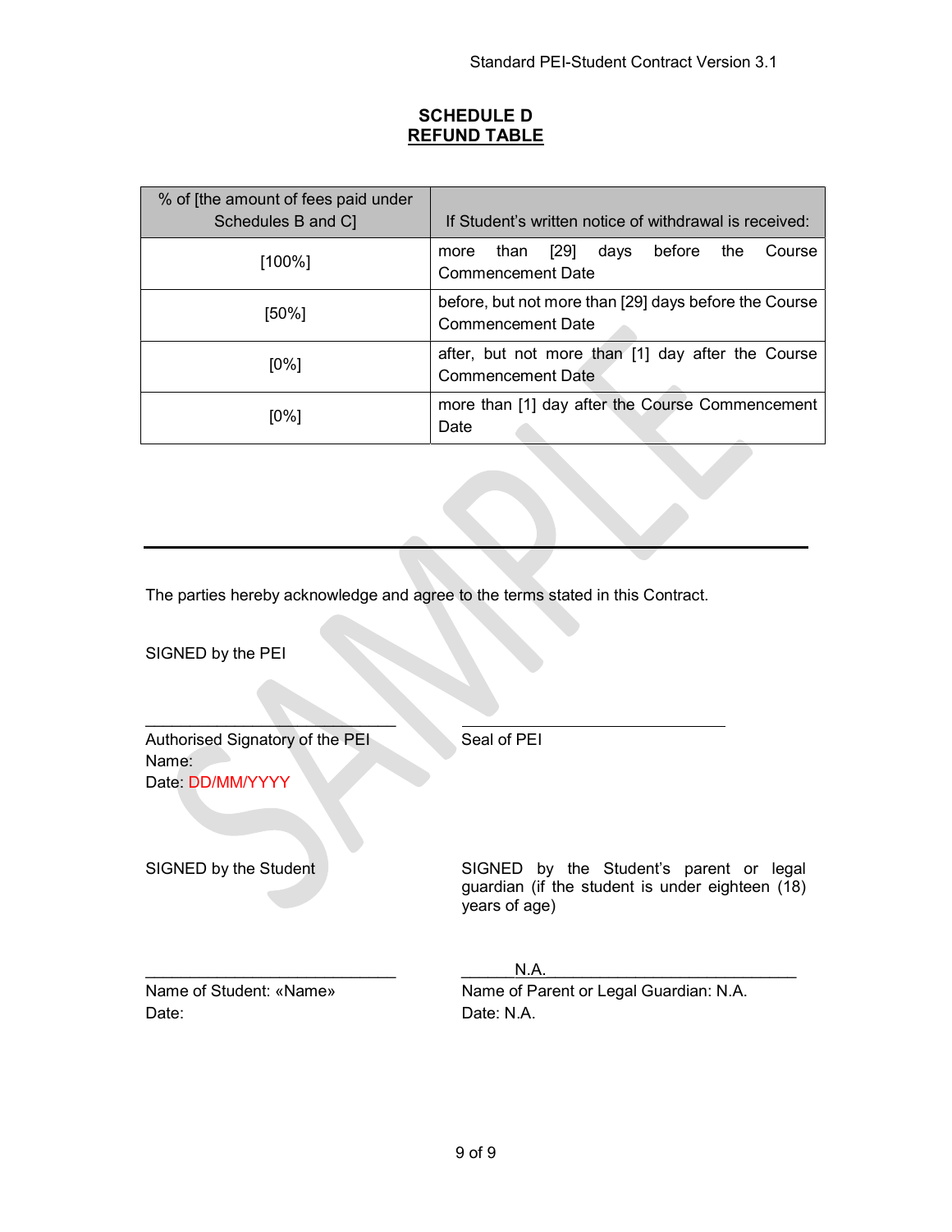# SCHEDULE D
## REFUND TABLE

| % of [the amount of fees paid under Schedules B and C] | If Student's written notice of withdrawal is received: |
|---|---|
| [100%] | more than [29] days before the Course Commencement Date |
| [50%] | before, but not more than [29] days before the Course Commencement Date |
| [0%] | after, but not more than [1] day after the Course Commencement Date |
| [0%] | more than [1] day after the Course Commencement Date |

---

The parties hereby acknowledge and agree to the terms stated in this Contract.

SIGNED by the PEI

\_\_\_\_\_\_\_\_\_\_\_\_\_\_\_\_\_\_\_\_\_\_\_\_\_\_\_\_\_\_
Authorised Signatory of the PEI
Name:
Date: DD/MM/YYYY

\_\_\_\_\_\_\_\_\_\_\_\_\_\_\_\_\_\_\_\_\_\_\_\_\_\_\_\_\_\_
Seal of PEI

SIGNED by the Student

\_\_\_\_\_\_\_\_\_\_\_\_\_\_\_\_\_\_\_\_\_\_\_\_\_\_\_\_\_\_
Name of Student: «Name»
Date:

SIGNED by the Student's parent or legal guardian (if the student is under eighteen (18) years of age)

N.A.
Name of Parent or Legal Guardian: N.A.
Date: N.A.